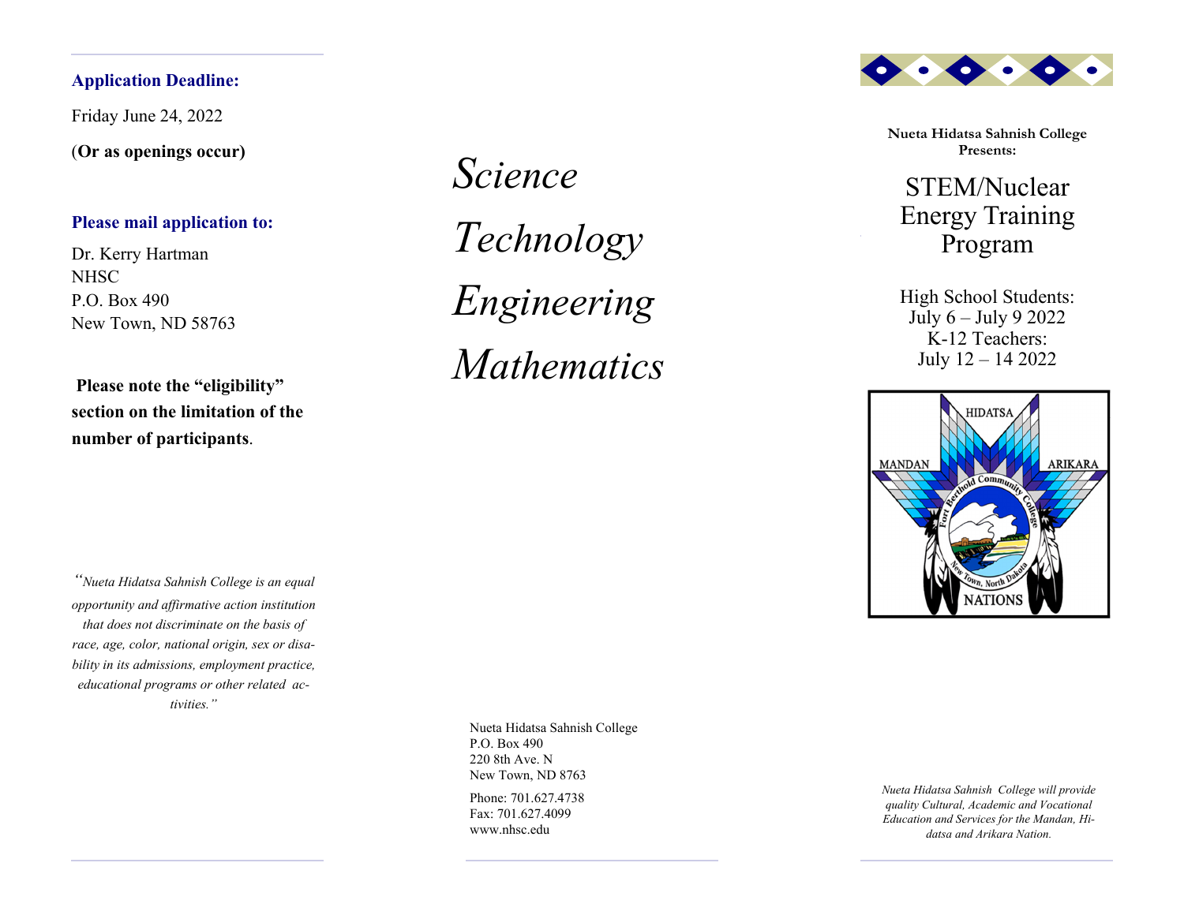**Application Deadline:**

Friday June 24, 2022

(**Or as openings occur)**

**Please mail application to:**

Dr. Kerry Hartman
NHSC
P.O. Box 490
New Town, ND 58763

**Please note the "eligibility" section on the limitation of the number of participants**.

*"Nueta Hidatsa Sahnish College is an equal opportunity and affirmative action institution that does not discriminate on the basis of race, age, color, national origin, sex or disability in its admissions, employment practice, educational programs or other related activities."*

*Science*

*Technology*

*Engineering*

*Mathematics*

Nueta Hidatsa Sahnish College
P.O. Box 490
220 8th Ave. N
New Town, ND 8763

Phone: 701.627.4738
Fax: 701.627.4099
www.nhsc.edu

**Nueta Hidatsa Sahnish College Presents:**

# STEM/Nuclear Energy Training Program

High School Students:
July 6 – July 9 2022
K-12 Teachers:
July 12 – 14 2022

*Nueta Hidatsa Sahnish College will provide quality Cultural, Academic and Vocational Education and Services for the Mandan, Hidatsa and Arikara Nation.*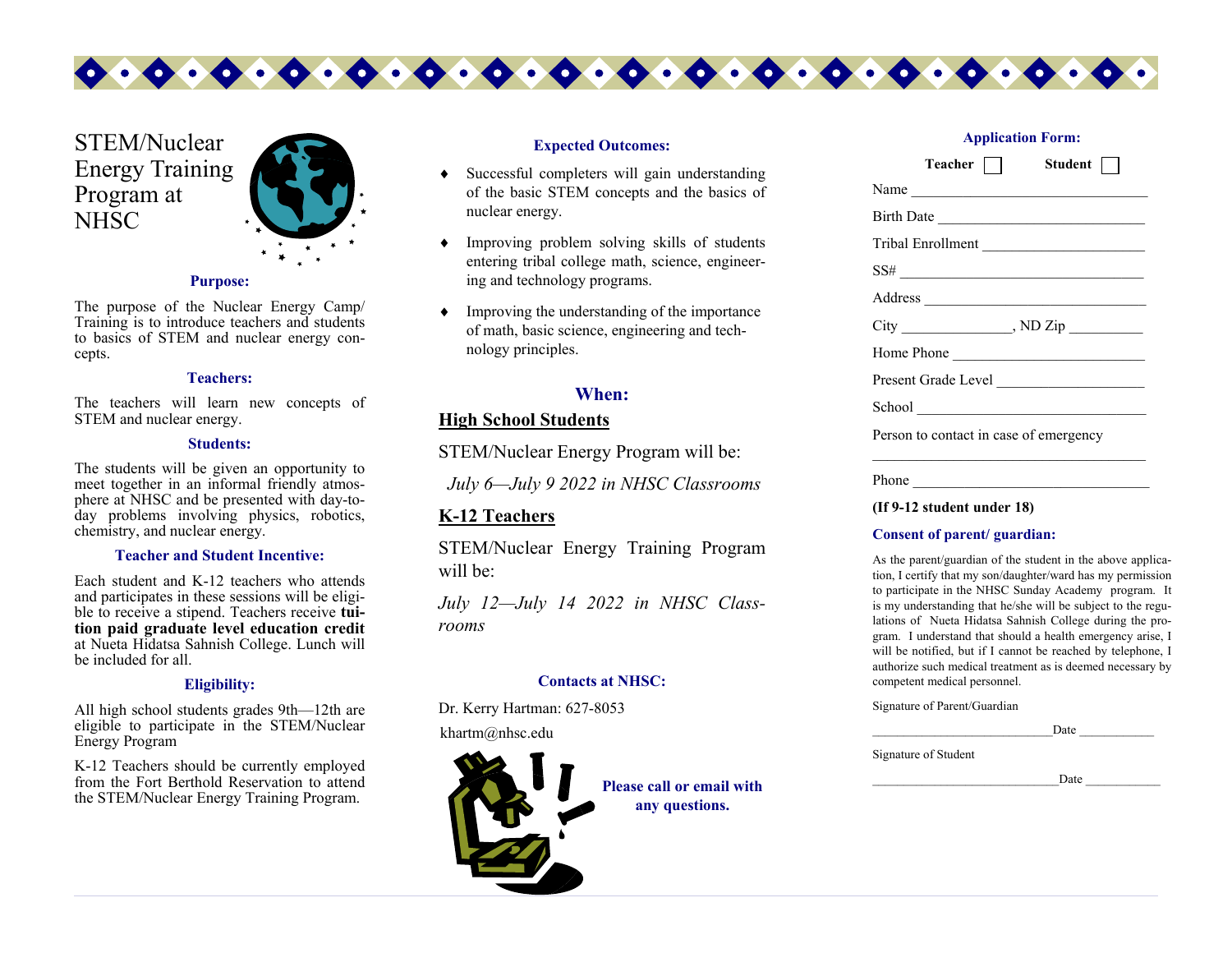# STEM/Nuclear Energy Training Program at NHSC

### Purpose:

The purpose of the Nuclear Energy Camp/ Training is to introduce teachers and students to basics of STEM and nuclear energy concepts.

### Teachers:

The teachers will learn new concepts of STEM and nuclear energy.

### Students:

The students will be given an opportunity to meet together in an informal friendly atmosphere at NHSC and be presented with day-to-day problems involving physics, robotics, chemistry, and nuclear energy.

### Teacher and Student Incentive:

Each student and K-12 teachers who attends and participates in these sessions will be eligible to receive a stipend. Teachers receive **tuition paid graduate level education credit** at Nueta Hidatsa Sahnish College. Lunch will be included for all.

### Eligibility:

All high school students grades 9th—12th are eligible to participate in the STEM/Nuclear Energy Program

K-12 Teachers should be currently employed from the Fort Berthold Reservation to attend the STEM/Nuclear Energy Training Program.

### Expected Outcomes:

- Successful completers will gain understanding of the basic STEM concepts and the basics of nuclear energy.
- Improving problem solving skills of students entering tribal college math, science, engineering and technology programs.
- Improving the understanding of the importance of math, basic science, engineering and technology principles.

## When:

**High School Students**

STEM/Nuclear Energy Program will be:

*July 6—July 9 2022 in NHSC Classrooms*

**K-12 Teachers**

STEM/Nuclear Energy Training Program will be:

*July 12—July 14 2022 in NHSC Classrooms*

### Contacts at NHSC:

Dr. Kerry Hartman: 627-8053

khartm@nhsc.edu

**Please call or email with any questions.**

### Application Form:

**Teacher** ☐ **Student** ☐

Name ______________________________

Birth Date ___________________________

Tribal Enrollment _____________________

SS# _______________________________

Address ____________________________

City ______________, ND Zip __________

Home Phone _________________________

Present Grade Level ___________________

School _____________________________

Person to contact in case of emergency

__________________________________

Phone ______________________________

**(If 9-12 student under 18)**

**Consent of parent/ guardian:**

As the parent/guardian of the student in the above application, I certify that my son/daughter/ward has my permission to participate in the NHSC Sunday Academy program. It is my understanding that he/she will be subject to the regulations of Nueta Hidatsa Sahnish College during the program. I understand that should a health emergency arise, I will be notified, but if I cannot be reached by telephone, I authorize such medical treatment as is deemed necessary by competent medical personnel.

Signature of Parent/Guardian

__________________________ Date ___________

Signature of Student

__________________________ Date ___________